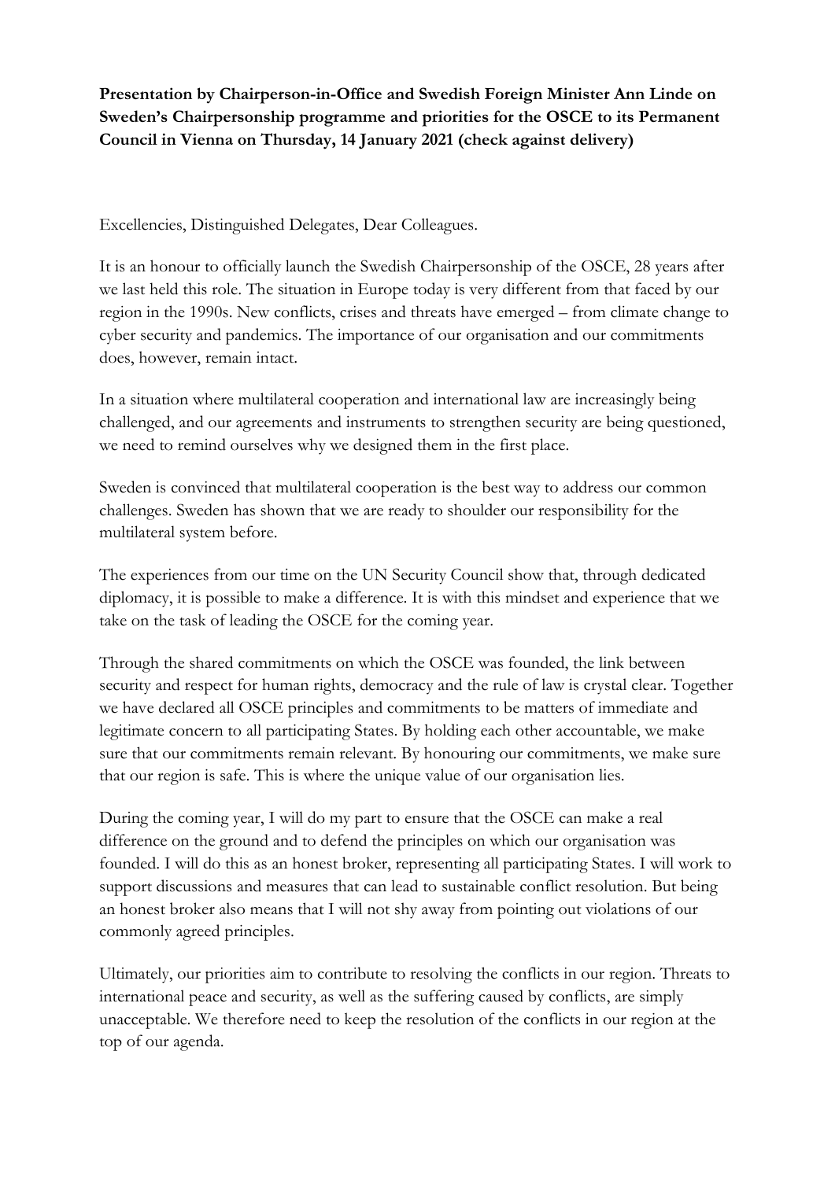**Presentation by Chairperson-in-Office and Swedish Foreign Minister Ann Linde on Sweden's Chairpersonship programme and priorities for the OSCE to its Permanent Council in Vienna on Thursday, 14 January 2021 (check against delivery)**

Excellencies, Distinguished Delegates, Dear Colleagues.

It is an honour to officially launch the Swedish Chairpersonship of the OSCE, 28 years after we last held this role. The situation in Europe today is very different from that faced by our region in the 1990s. New conflicts, crises and threats have emerged – from climate change to cyber security and pandemics. The importance of our organisation and our commitments does, however, remain intact.

In a situation where multilateral cooperation and international law are increasingly being challenged, and our agreements and instruments to strengthen security are being questioned, we need to remind ourselves why we designed them in the first place.

Sweden is convinced that multilateral cooperation is the best way to address our common challenges. Sweden has shown that we are ready to shoulder our responsibility for the multilateral system before.

The experiences from our time on the UN Security Council show that, through dedicated diplomacy, it is possible to make a difference. It is with this mindset and experience that we take on the task of leading the OSCE for the coming year.

Through the shared commitments on which the OSCE was founded, the link between security and respect for human rights, democracy and the rule of law is crystal clear. Together we have declared all OSCE principles and commitments to be matters of immediate and legitimate concern to all participating States. By holding each other accountable, we make sure that our commitments remain relevant. By honouring our commitments, we make sure that our region is safe. This is where the unique value of our organisation lies.

During the coming year, I will do my part to ensure that the OSCE can make a real difference on the ground and to defend the principles on which our organisation was founded. I will do this as an honest broker, representing all participating States. I will work to support discussions and measures that can lead to sustainable conflict resolution. But being an honest broker also means that I will not shy away from pointing out violations of our commonly agreed principles.

Ultimately, our priorities aim to contribute to resolving the conflicts in our region. Threats to international peace and security, as well as the suffering caused by conflicts, are simply unacceptable. We therefore need to keep the resolution of the conflicts in our region at the top of our agenda.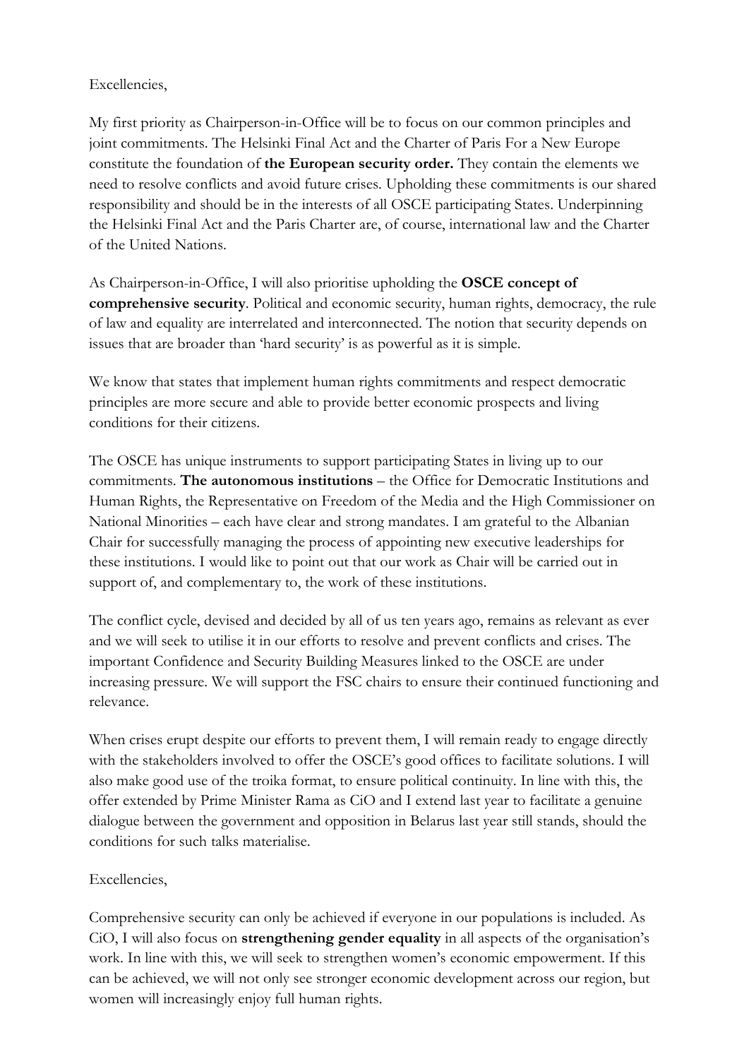Excellencies,

My first priority as Chairperson-in-Office will be to focus on our common principles and joint commitments. The Helsinki Final Act and the Charter of Paris For a New Europe constitute the foundation of **the European security order.** They contain the elements we need to resolve conflicts and avoid future crises. Upholding these commitments is our shared responsibility and should be in the interests of all OSCE participating States. Underpinning the Helsinki Final Act and the Paris Charter are, of course, international law and the Charter of the United Nations.

As Chairperson-in-Office, I will also prioritise upholding the **OSCE concept of comprehensive security**. Political and economic security, human rights, democracy, the rule of law and equality are interrelated and interconnected. The notion that security depends on issues that are broader than 'hard security' is as powerful as it is simple.

We know that states that implement human rights commitments and respect democratic principles are more secure and able to provide better economic prospects and living conditions for their citizens.

The OSCE has unique instruments to support participating States in living up to our commitments. **The autonomous institutions** – the Office for Democratic Institutions and Human Rights, the Representative on Freedom of the Media and the High Commissioner on National Minorities – each have clear and strong mandates. I am grateful to the Albanian Chair for successfully managing the process of appointing new executive leaderships for these institutions. I would like to point out that our work as Chair will be carried out in support of, and complementary to, the work of these institutions.

The conflict cycle, devised and decided by all of us ten years ago, remains as relevant as ever and we will seek to utilise it in our efforts to resolve and prevent conflicts and crises. The important Confidence and Security Building Measures linked to the OSCE are under increasing pressure. We will support the FSC chairs to ensure their continued functioning and relevance.

When crises erupt despite our efforts to prevent them, I will remain ready to engage directly with the stakeholders involved to offer the OSCE's good offices to facilitate solutions. I will also make good use of the troika format, to ensure political continuity. In line with this, the offer extended by Prime Minister Rama as CiO and I extend last year to facilitate a genuine dialogue between the government and opposition in Belarus last year still stands, should the conditions for such talks materialise.

Excellencies,

Comprehensive security can only be achieved if everyone in our populations is included. As CiO, I will also focus on **strengthening gender equality** in all aspects of the organisation's work. In line with this, we will seek to strengthen women's economic empowerment. If this can be achieved, we will not only see stronger economic development across our region, but women will increasingly enjoy full human rights.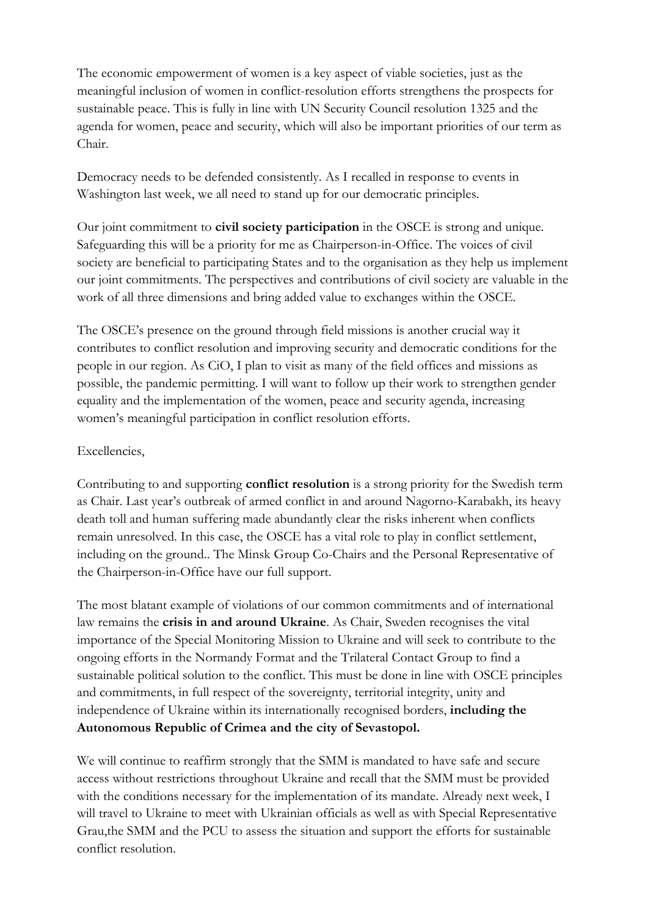The economic empowerment of women is a key aspect of viable societies, just as the meaningful inclusion of women in conflict-resolution efforts strengthens the prospects for sustainable peace. This is fully in line with UN Security Council resolution 1325 and the agenda for women, peace and security, which will also be important priorities of our term as Chair.

Democracy needs to be defended consistently. As I recalled in response to events in Washington last week, we all need to stand up for our democratic principles.

Our joint commitment to **civil society participation** in the OSCE is strong and unique. Safeguarding this will be a priority for me as Chairperson-in-Office. The voices of civil society are beneficial to participating States and to the organisation as they help us implement our joint commitments. The perspectives and contributions of civil society are valuable in the work of all three dimensions and bring added value to exchanges within the OSCE.

The OSCE's presence on the ground through field missions is another crucial way it contributes to conflict resolution and improving security and democratic conditions for the people in our region. As CiO, I plan to visit as many of the field offices and missions as possible, the pandemic permitting. I will want to follow up their work to strengthen gender equality and the implementation of the women, peace and security agenda, increasing women's meaningful participation in conflict resolution efforts.

Excellencies,

Contributing to and supporting **conflict resolution** is a strong priority for the Swedish term as Chair. Last year's outbreak of armed conflict in and around Nagorno-Karabakh, its heavy death toll and human suffering made abundantly clear the risks inherent when conflicts remain unresolved. In this case, the OSCE has a vital role to play in conflict settlement, including on the ground.. The Minsk Group Co-Chairs and the Personal Representative of the Chairperson-in-Office have our full support.

The most blatant example of violations of our common commitments and of international law remains the **crisis in and around Ukraine**. As Chair, Sweden recognises the vital importance of the Special Monitoring Mission to Ukraine and will seek to contribute to the ongoing efforts in the Normandy Format and the Trilateral Contact Group to find a sustainable political solution to the conflict. This must be done in line with OSCE principles and commitments, in full respect of the sovereignty, territorial integrity, unity and independence of Ukraine within its internationally recognised borders, **including the Autonomous Republic of Crimea and the city of Sevastopol.**

We will continue to reaffirm strongly that the SMM is mandated to have safe and secure access without restrictions throughout Ukraine and recall that the SMM must be provided with the conditions necessary for the implementation of its mandate. Already next week, I will travel to Ukraine to meet with Ukrainian officials as well as with Special Representative Grau,the SMM and the PCU to assess the situation and support the efforts for sustainable conflict resolution.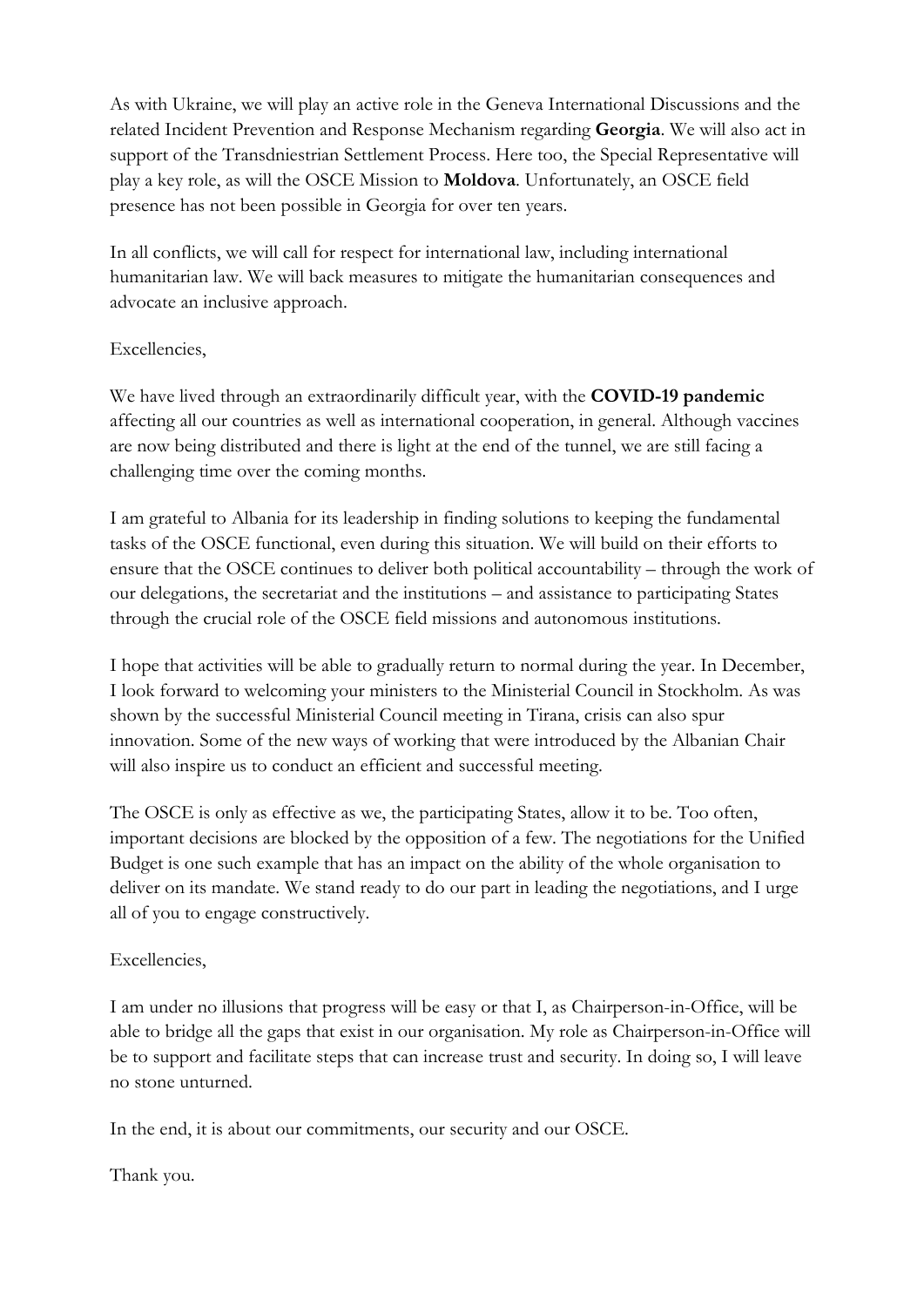As with Ukraine, we will play an active role in the Geneva International Discussions and the related Incident Prevention and Response Mechanism regarding **Georgia**. We will also act in support of the Transdniestrian Settlement Process. Here too, the Special Representative will play a key role, as will the OSCE Mission to **Moldova**. Unfortunately, an OSCE field presence has not been possible in Georgia for over ten years.

In all conflicts, we will call for respect for international law, including international humanitarian law. We will back measures to mitigate the humanitarian consequences and advocate an inclusive approach.

Excellencies,

We have lived through an extraordinarily difficult year, with the **COVID-19 pandemic** affecting all our countries as well as international cooperation, in general. Although vaccines are now being distributed and there is light at the end of the tunnel, we are still facing a challenging time over the coming months.

I am grateful to Albania for its leadership in finding solutions to keeping the fundamental tasks of the OSCE functional, even during this situation. We will build on their efforts to ensure that the OSCE continues to deliver both political accountability – through the work of our delegations, the secretariat and the institutions – and assistance to participating States through the crucial role of the OSCE field missions and autonomous institutions.

I hope that activities will be able to gradually return to normal during the year. In December, I look forward to welcoming your ministers to the Ministerial Council in Stockholm. As was shown by the successful Ministerial Council meeting in Tirana, crisis can also spur innovation. Some of the new ways of working that were introduced by the Albanian Chair will also inspire us to conduct an efficient and successful meeting.

The OSCE is only as effective as we, the participating States, allow it to be. Too often, important decisions are blocked by the opposition of a few. The negotiations for the Unified Budget is one such example that has an impact on the ability of the whole organisation to deliver on its mandate. We stand ready to do our part in leading the negotiations, and I urge all of you to engage constructively.

Excellencies,

I am under no illusions that progress will be easy or that I, as Chairperson-in-Office, will be able to bridge all the gaps that exist in our organisation. My role as Chairperson-in-Office will be to support and facilitate steps that can increase trust and security. In doing so, I will leave no stone unturned.

In the end, it is about our commitments, our security and our OSCE.

Thank you.